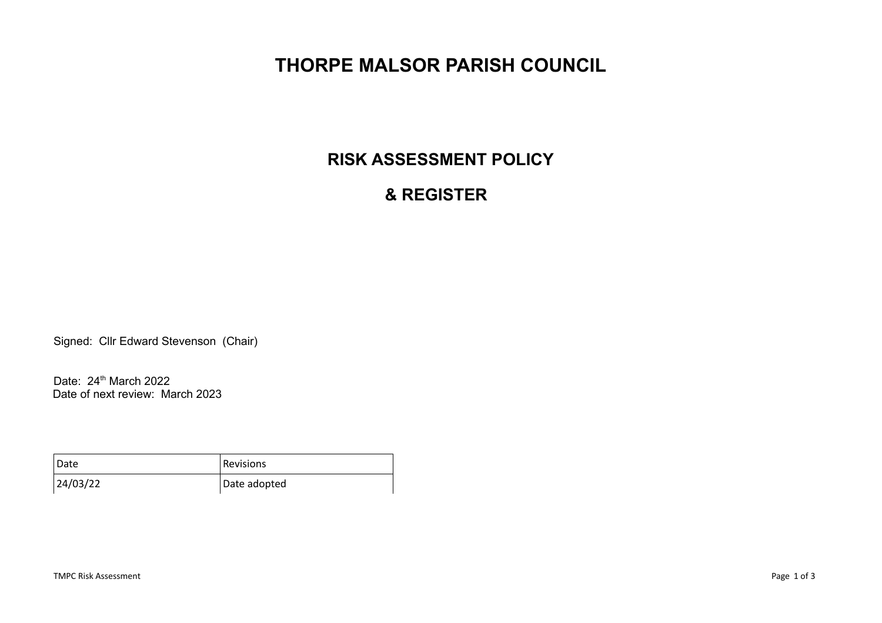# THORPE MALSOR PARISH COUNCIL

## RISK ASSESSMENT POLICY

## & REGISTER

Signed: Cllr Edward Stevenson (Chair)

Date: 24th March 2022
Date of next review: March 2023

| Date | Revisions |
|---|---|
| 24/03/22 | Date adopted |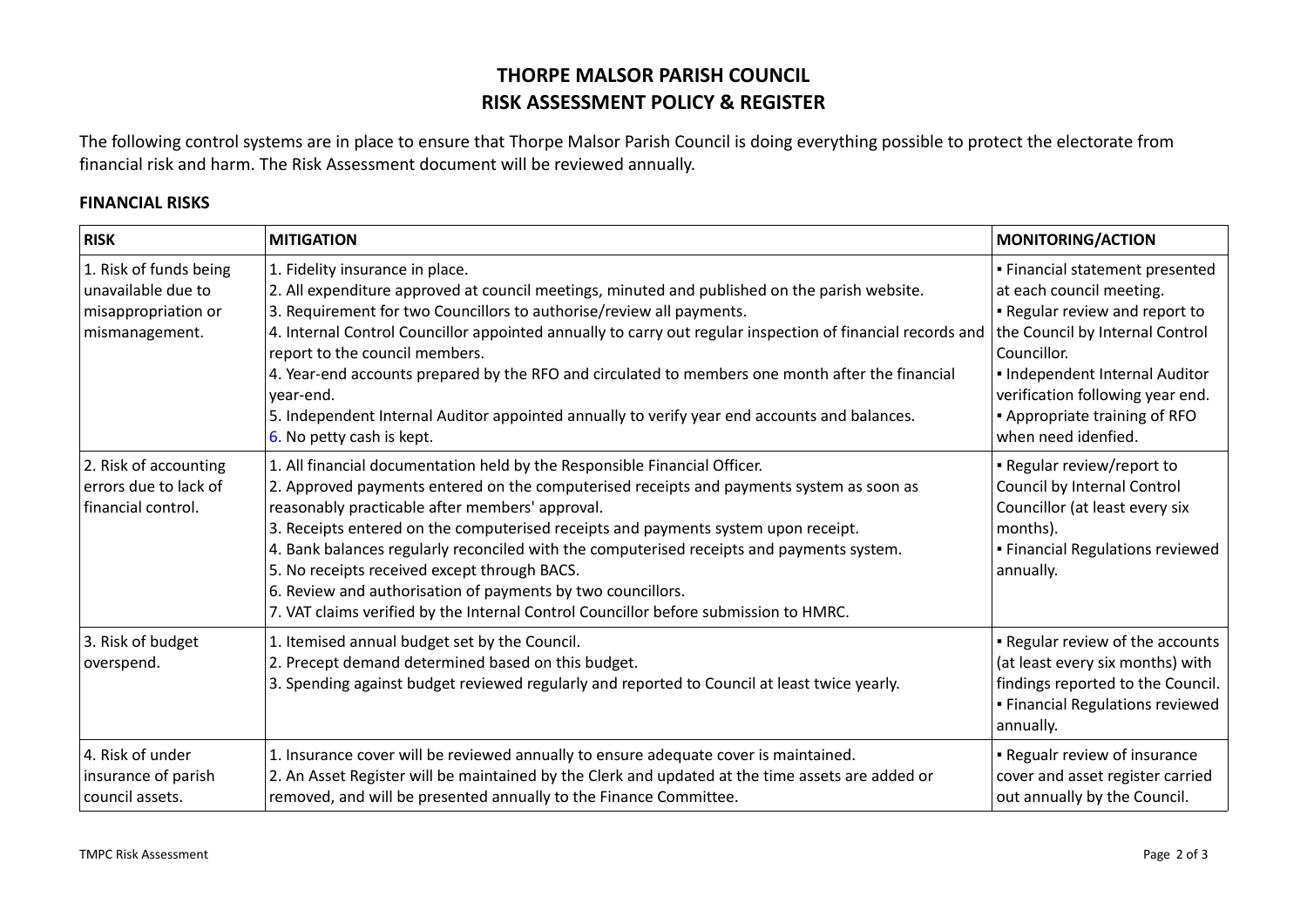# THORPE MALSOR PARISH COUNCIL
# RISK ASSESSMENT POLICY & REGISTER

The following control systems are in place to ensure that Thorpe Malsor Parish Council is doing everything possible to protect the electorate from financial risk and harm. The Risk Assessment document will be reviewed annually.

### FINANCIAL RISKS

| RISK | MITIGATION | MONITORING/ACTION |
|---|---|---|
| 1. Risk of funds being unavailable due to misappropriation or mismanagement. | 1. Fidelity insurance in place.<br>2. All expenditure approved at council meetings, minuted and published on the parish website.<br>3. Requirement for two Councillors to authorise/review all payments.<br>4. Internal Control Councillor appointed annually to carry out regular inspection of financial records and report to the council members.<br>4. Year-end accounts prepared by the RFO and circulated to members one month after the financial year-end.<br>5. Independent Internal Auditor appointed annually to verify year end accounts and balances.<br>6. No petty cash is kept. | ▪ Financial statement presented at each council meeting.<br>▪ Regular review and report to the Council by Internal Control Councillor.<br>▪ Independent Internal Auditor verification following year end.<br>▪ Appropriate training of RFO when need idenfied. |
| 2. Risk of accounting errors due to lack of financial control. | 1. All financial documentation held by the Responsible Financial Officer.<br>2. Approved payments entered on the computerised receipts and payments system as soon as reasonably practicable after members' approval.<br>3. Receipts entered on the computerised receipts and payments system upon receipt.<br>4. Bank balances regularly reconciled with the computerised receipts and payments system.<br>5. No receipts received except through BACS.<br>6. Review and authorisation of payments by two councillors.<br>7. VAT claims verified by the Internal Control Councillor before submission to HMRC. | ▪ Regular review/report to Council by Internal Control Councillor (at least every six months).<br>▪ Financial Regulations reviewed annually. |
| 3. Risk of budget overspend. | 1. Itemised annual budget set by the Council.<br>2. Precept demand determined based on this budget.<br>3. Spending against budget reviewed regularly and reported to Council at least twice yearly. | ▪ Regular review of the accounts (at least every six months) with findings reported to the Council.<br>▪ Financial Regulations reviewed annually. |
| 4. Risk of under insurance of parish council assets. | 1. Insurance cover will be reviewed annually to ensure adequate cover is maintained.<br>2. An Asset Register will be maintained by the Clerk and updated at the time assets are added or removed, and will be presented annually to the Finance Committee. | ▪ Regualr review of insurance cover and asset register carried out annually by the Council. |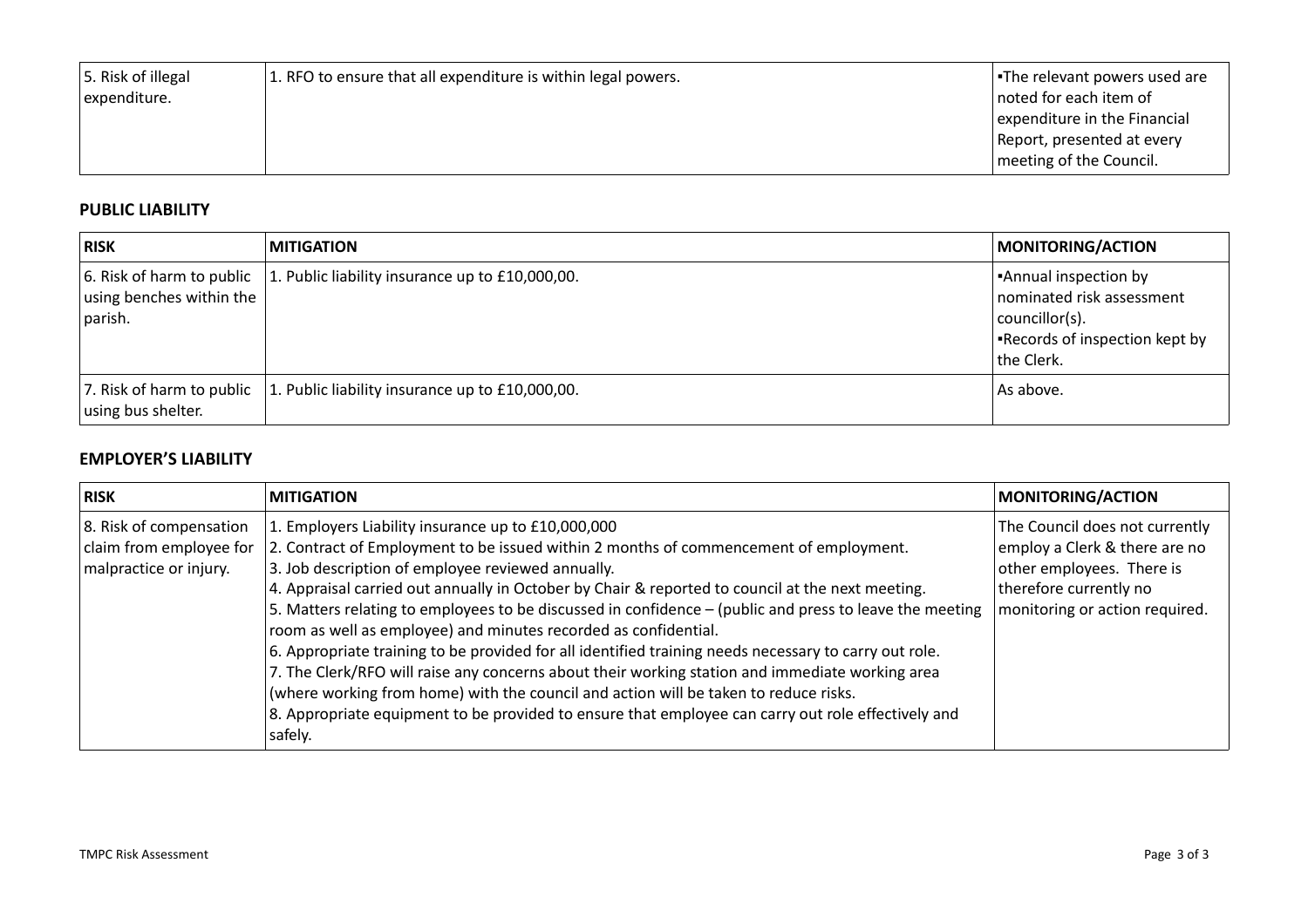| | | |
|---|---|---|
| 5. Risk of illegal expenditure. | 1. RFO to ensure that all expenditure is within legal powers. | ▪The relevant powers used are noted for each item of expenditure in the Financial Report, presented at every meeting of the Council. |

**PUBLIC LIABILITY**

| RISK | MITIGATION | MONITORING/ACTION |
|---|---|---|
| 6. Risk of harm to public using benches within the parish. | 1. Public liability insurance up to £10,000,00. | ▪Annual inspection by nominated risk assessment councillor(s).<br>▪Records of inspection kept by the Clerk. |
| 7. Risk of harm to public using bus shelter. | 1. Public liability insurance up to £10,000,00. | As above. |

**EMPLOYER'S LIABILITY**

| RISK | MITIGATION | MONITORING/ACTION |
|---|---|---|
| 8. Risk of compensation claim from employee for malpractice or injury. | 1. Employers Liability insurance up to £10,000,000<br>2. Contract of Employment to be issued within 2 months of commencement of employment.<br>3. Job description of employee reviewed annually.<br>4. Appraisal carried out annually in October by Chair & reported to council at the next meeting.<br>5. Matters relating to employees to be discussed in confidence – (public and press to leave the meeting room as well as employee) and minutes recorded as confidential.<br>6. Appropriate training to be provided for all identified training needs necessary to carry out role.<br>7. The Clerk/RFO will raise any concerns about their working station and immediate working area (where working from home) with the council and action will be taken to reduce risks.<br>8. Appropriate equipment to be provided to ensure that employee can carry out role effectively and safely. | The Council does not currently employ a Clerk & there are no other employees. There is therefore currently no monitoring or action required. |